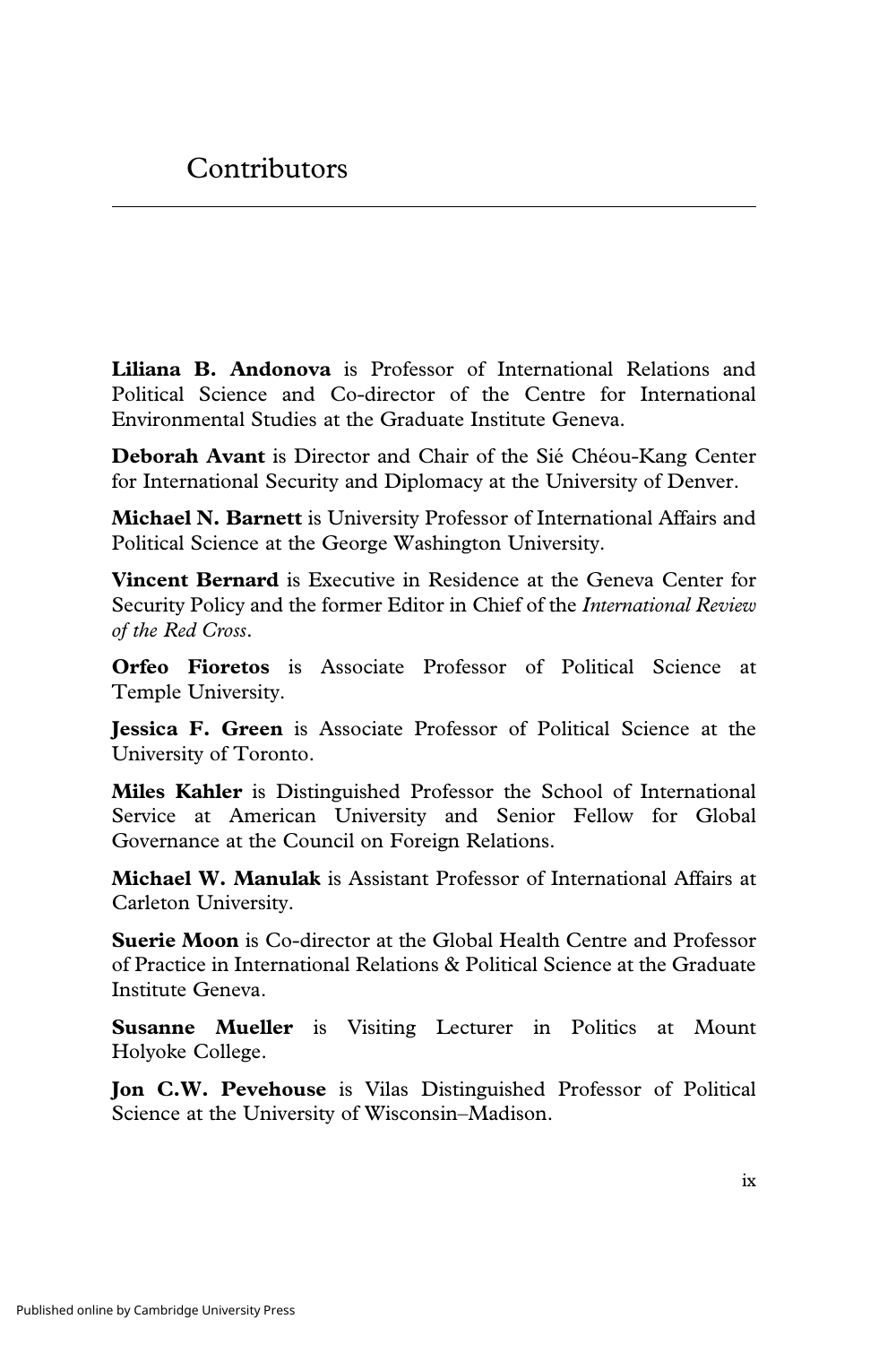# Contributors

**Liliana B. Andonova** is Professor of International Relations and Political Science and Co-director of the Centre for International Environmental Studies at the Graduate Institute Geneva.

**Deborah Avant** is Director and Chair of the Sié Chéou-Kang Center for International Security and Diplomacy at the University of Denver.

**Michael N. Barnett** is University Professor of International Affairs and Political Science at the George Washington University.

**Vincent Bernard** is Executive in Residence at the Geneva Center for Security Policy and the former Editor in Chief of the *International Review of the Red Cross*.

**Orfeo Fioretos** is Associate Professor of Political Science at Temple University.

**Jessica F. Green** is Associate Professor of Political Science at the University of Toronto.

**Miles Kahler** is Distinguished Professor the School of International Service at American University and Senior Fellow for Global Governance at the Council on Foreign Relations.

**Michael W. Manulak** is Assistant Professor of International Affairs at Carleton University.

**Suerie Moon** is Co-director at the Global Health Centre and Professor of Practice in International Relations & Political Science at the Graduate Institute Geneva.

**Susanne Mueller** is Visiting Lecturer in Politics at Mount Holyoke College.

**Jon C.W. Pevehouse** is Vilas Distinguished Professor of Political Science at the University of Wisconsin–Madison.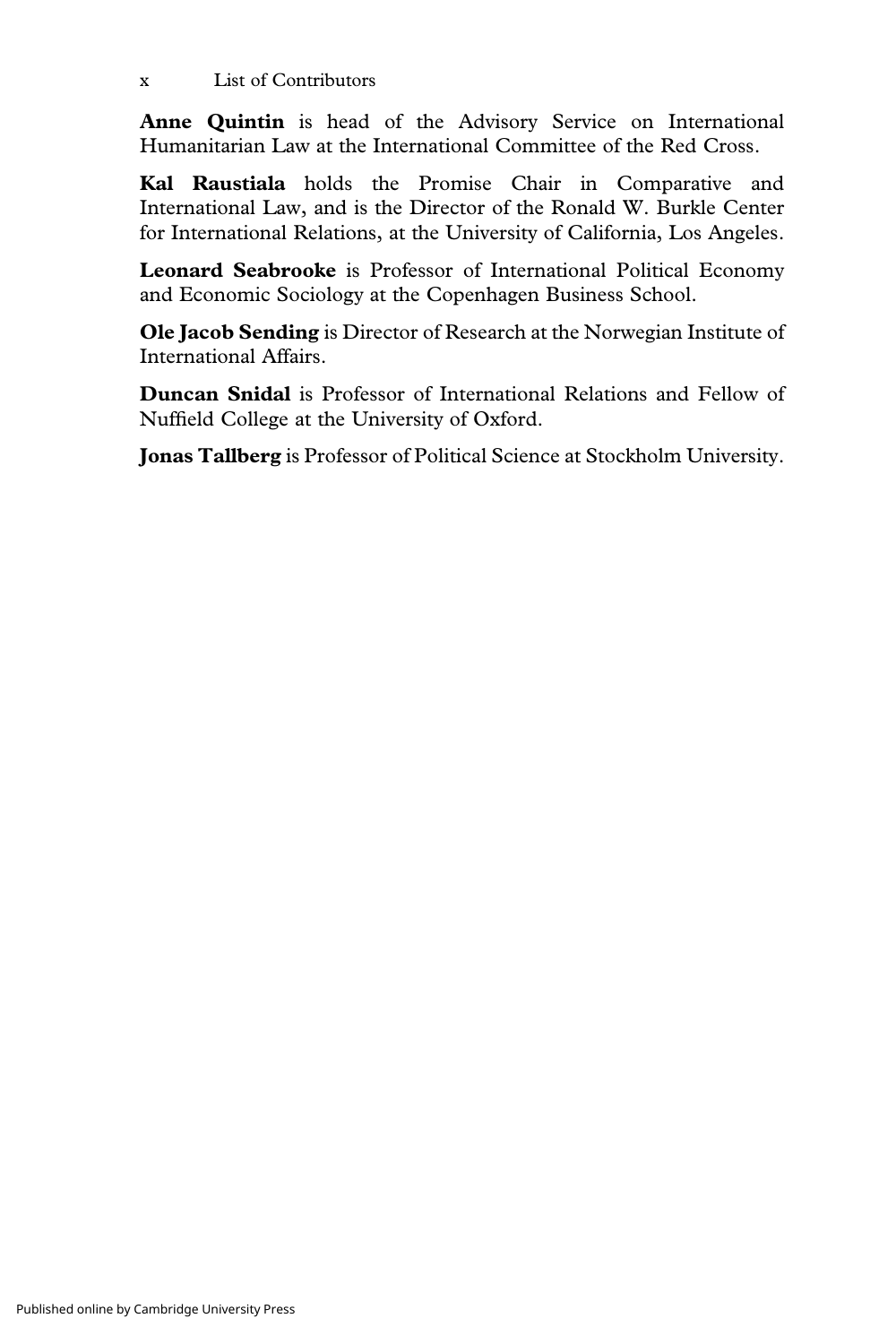**Anne Quintin** is head of the Advisory Service on International Humanitarian Law at the International Committee of the Red Cross.

**Kal Raustiala** holds the Promise Chair in Comparative and International Law, and is the Director of the Ronald W. Burkle Center for International Relations, at the University of California, Los Angeles.

**Leonard Seabrooke** is Professor of International Political Economy and Economic Sociology at the Copenhagen Business School.

**Ole Jacob Sending** is Director of Research at the Norwegian Institute of International Affairs.

**Duncan Snidal** is Professor of International Relations and Fellow of Nuffield College at the University of Oxford.

**Jonas Tallberg** is Professor of Political Science at Stockholm University.